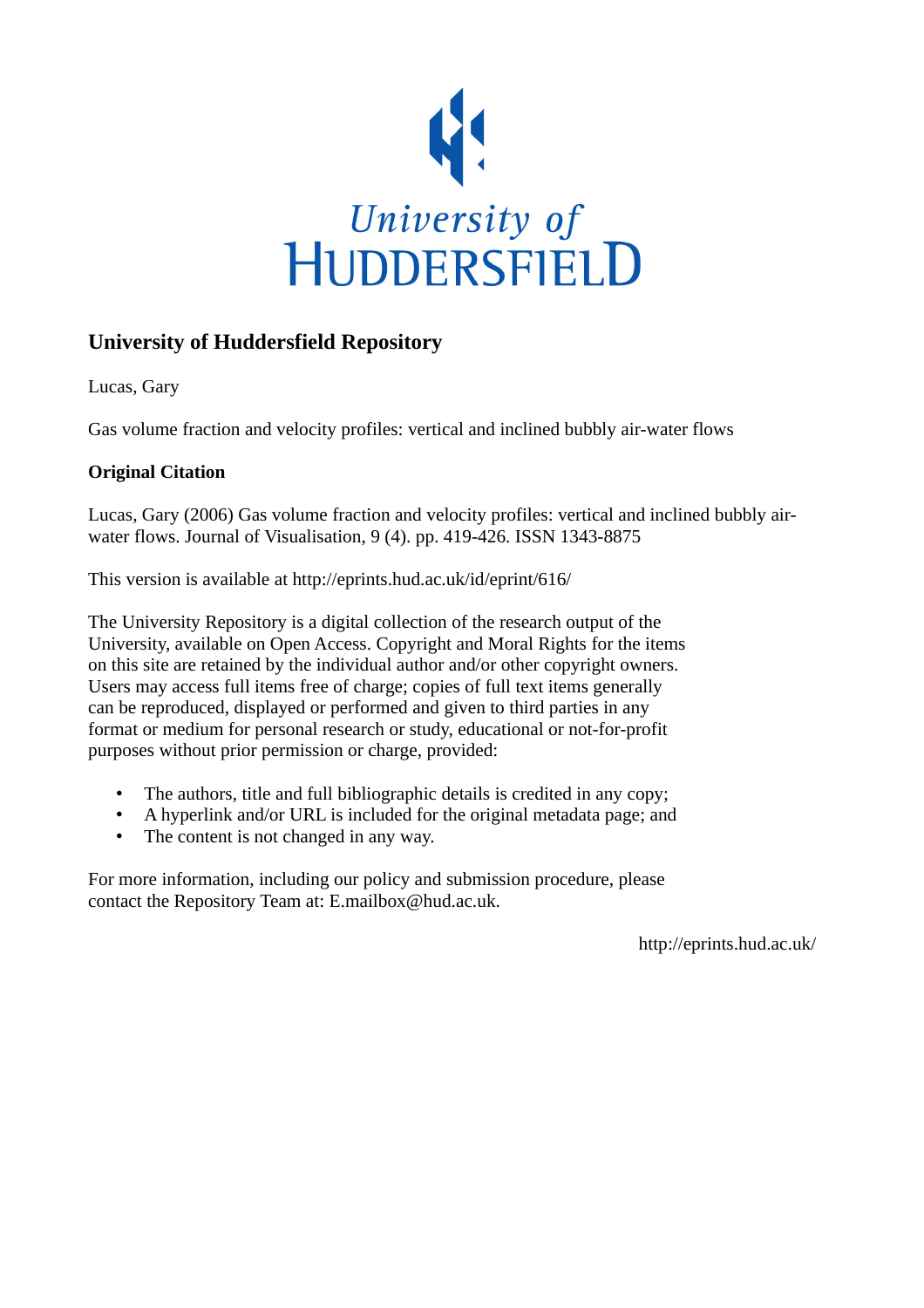University of HUDDERSFIELD

## University of Huddersfield Repository

Lucas, Gary

Gas volume fraction and velocity profiles: vertical and inclined bubbly air-water flows

### Original Citation

Lucas, Gary (2006) Gas volume fraction and velocity profiles: vertical and inclined bubbly air-water flows. Journal of Visualisation, 9 (4). pp. 419-426. ISSN 1343-8875

This version is available at http://eprints.hud.ac.uk/id/eprint/616/

The University Repository is a digital collection of the research output of the University, available on Open Access. Copyright and Moral Rights for the items on this site are retained by the individual author and/or other copyright owners. Users may access full items free of charge; copies of full text items generally can be reproduced, displayed or performed and given to third parties in any format or medium for personal research or study, educational or not-for-profit purposes without prior permission or charge, provided:

- The authors, title and full bibliographic details is credited in any copy;
- A hyperlink and/or URL is included for the original metadata page; and
- The content is not changed in any way.

For more information, including our policy and submission procedure, please contact the Repository Team at: E.mailbox@hud.ac.uk.

http://eprints.hud.ac.uk/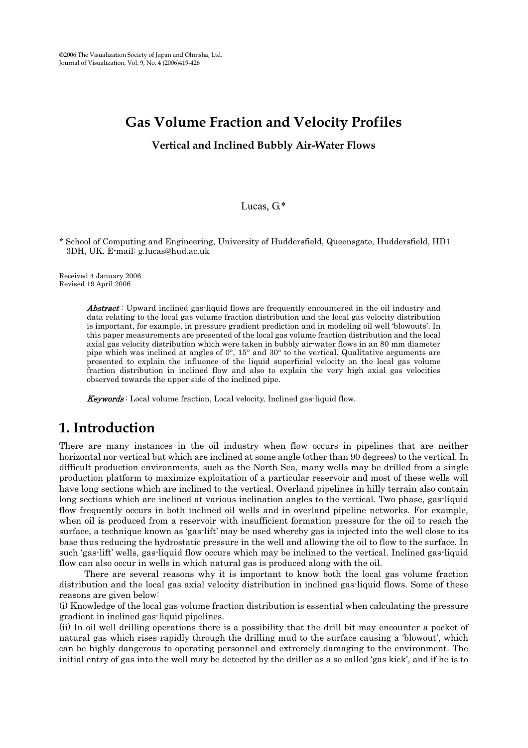©2006 The Visualization Society of Japan and Ohmsha, Ltd.
Journal of Visualization, Vol. 9, No. 4 (2006)419-426

# Gas Volume Fraction and Velocity Profiles

### Vertical and Inclined Bubbly Air-Water Flows

Lucas, G.*

\* School of Computing and Engineering, University of Huddersfield, Queensgate, Huddersfield, HD1 3DH, UK. E-mail: g.lucas@hud.ac.uk

Received 4 January 2006
Revised 19 April 2006

> ***Abstract*** : Upward inclined gas-liquid flows are frequently encountered in the oil industry and data relating to the local gas volume fraction distribution and the local gas velocity distribution is important, for example, in pressure gradient prediction and in modeling oil well 'blowouts'. In this paper measurements are presented of the local gas volume fraction distribution and the local axial gas velocity distribution which were taken in bubbly air-water flows in an 80 mm diameter pipe which was inclined at angles of 0°, 15° and 30° to the vertical. Qualitative arguments are presented to explain the influence of the liquid superficial velocity on the local gas volume fraction distribution in inclined flow and also to explain the very high axial gas velocities observed towards the upper side of the inclined pipe.
>
> ***Keywords*** : Local volume fraction, Local velocity, Inclined gas-liquid flow.

## 1. Introduction

There are many instances in the oil industry when flow occurs in pipelines that are neither horizontal nor vertical but which are inclined at some angle (other than 90 degrees) to the vertical. In difficult production environments, such as the North Sea, many wells may be drilled from a single production platform to maximize exploitation of a particular reservoir and most of these wells will have long sections which are inclined to the vertical. Overland pipelines in hilly terrain also contain long sections which are inclined at various inclination angles to the vertical. Two phase, gas-liquid flow frequently occurs in both inclined oil wells and in overland pipeline networks. For example, when oil is produced from a reservoir with insufficient formation pressure for the oil to reach the surface, a technique known as 'gas-lift' may be used whereby gas is injected into the well close to its base thus reducing the hydrostatic pressure in the well and allowing the oil to flow to the surface. In such 'gas-lift' wells, gas-liquid flow occurs which may be inclined to the vertical. Inclined gas-liquid flow can also occur in wells in which natural gas is produced along with the oil.

There are several reasons why it is important to know both the local gas volume fraction distribution and the local gas axial velocity distribution in inclined gas-liquid flows. Some of these reasons are given below:

(i) Knowledge of the local gas volume fraction distribution is essential when calculating the pressure gradient in inclined gas-liquid pipelines.

(ii) In oil well drilling operations there is a possibility that the drill bit may encounter a pocket of natural gas which rises rapidly through the drilling mud to the surface causing a 'blowout', which can be highly dangerous to operating personnel and extremely damaging to the environment. The initial entry of gas into the well may be detected by the driller as a so called 'gas kick', and if he is to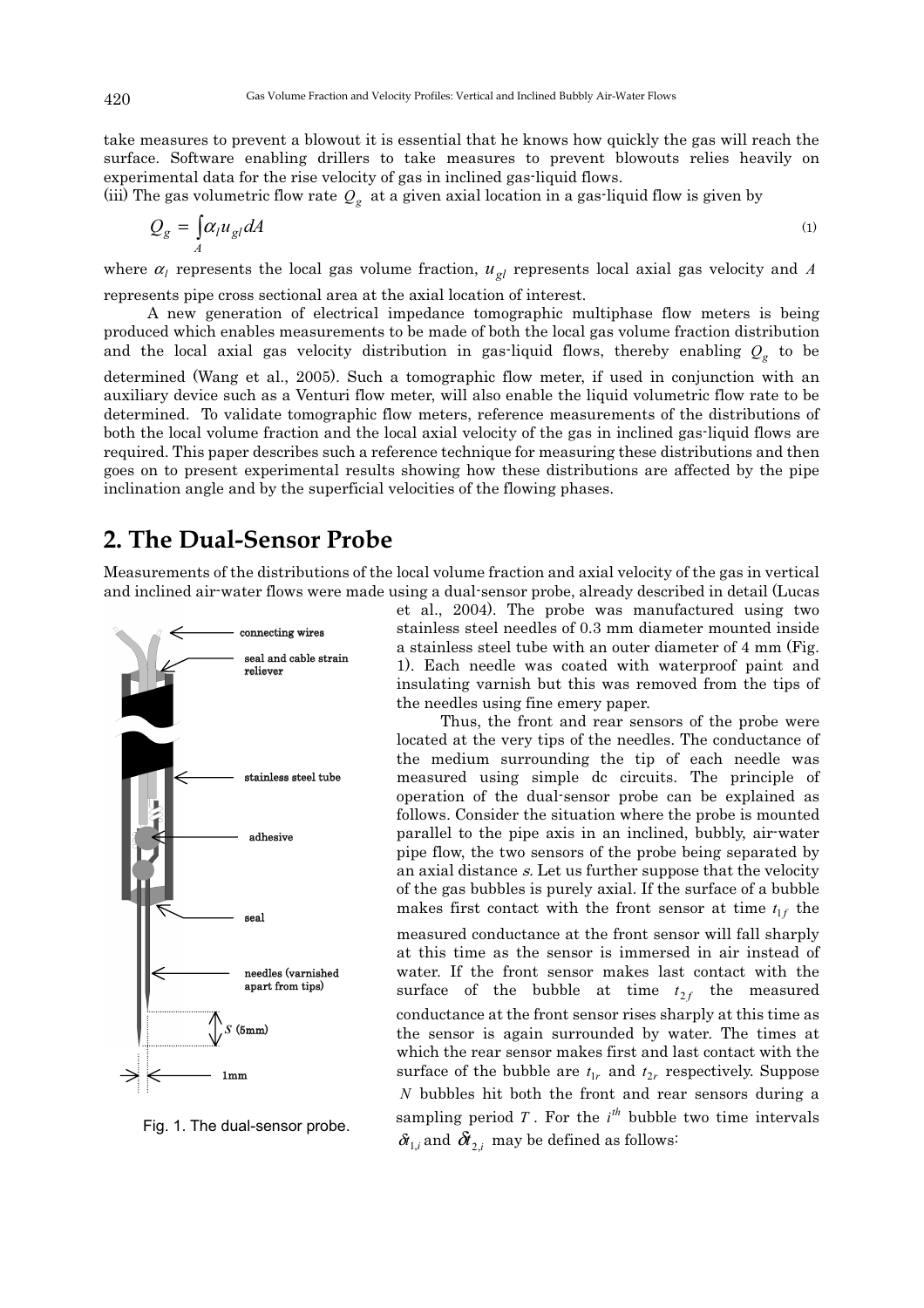take measures to prevent a blowout it is essential that he knows how quickly the gas will reach the surface. Software enabling drillers to take measures to prevent blowouts relies heavily on experimental data for the rise velocity of gas in inclined gas-liquid flows.

(iii) The gas volumetric flow rate $Q_g$ at a given axial location in a gas-liquid flow is given by

$$Q_g = \int_A \alpha_l u_{gl} dA \tag{1}$$

where $\alpha_l$ represents the local gas volume fraction, $u_{gl}$ represents local axial gas velocity and $A$ represents pipe cross sectional area at the axial location of interest.

A new generation of electrical impedance tomographic multiphase flow meters is being produced which enables measurements to be made of both the local gas volume fraction distribution and the local axial gas velocity distribution in gas-liquid flows, thereby enabling $Q_g$ to be determined (Wang et al., 2005). Such a tomographic flow meter, if used in conjunction with an auxiliary device such as a Venturi flow meter, will also enable the liquid volumetric flow rate to be determined. To validate tomographic flow meters, reference measurements of the distributions of both the local volume fraction and the local axial velocity of the gas in inclined gas-liquid flows are required. This paper describes such a reference technique for measuring these distributions and then goes on to present experimental results showing how these distributions are affected by the pipe inclination angle and by the superficial velocities of the flowing phases.

## 2. The Dual-Sensor Probe

Measurements of the distributions of the local volume fraction and axial velocity of the gas in vertical and inclined air-water flows were made using a dual-sensor probe, already described in detail (Lucas et al., 2004). The probe was manufactured using two stainless steel needles of 0.3 mm diameter mounted inside a stainless steel tube with an outer diameter of 4 mm (Fig. 1). Each needle was coated with waterproof paint and insulating varnish but this was removed from the tips of the needles using fine emery paper.

Thus, the front and rear sensors of the probe were located at the very tips of the needles. The conductance of the medium surrounding the tip of each needle was measured using simple dc circuits. The principle of operation of the dual-sensor probe can be explained as follows. Consider the situation where the probe is mounted parallel to the pipe axis in an inclined, bubbly, air-water pipe flow, the two sensors of the probe being separated by an axial distance *s*. Let us further suppose that the velocity of the gas bubbles is purely axial. If the surface of a bubble makes first contact with the front sensor at time $t_{1f}$ the measured conductance at the front sensor will fall sharply at this time as the sensor is immersed in air instead of water. If the front sensor makes last contact with the surface of the bubble at time $t_{2f}$ the measured conductance at the front sensor rises sharply at this time as the sensor is again surrounded by water. The times at which the rear sensor makes first and last contact with the surface of the bubble are $t_{1r}$ and $t_{2r}$ respectively. Suppose $N$ bubbles hit both the front and rear sensors during a sampling period $T$. For the $i^{th}$ bubble two time intervals $\delta t_{1,i}$ and $\delta t_{2,i}$ may be defined as follows:

Fig. 1. The dual-sensor probe.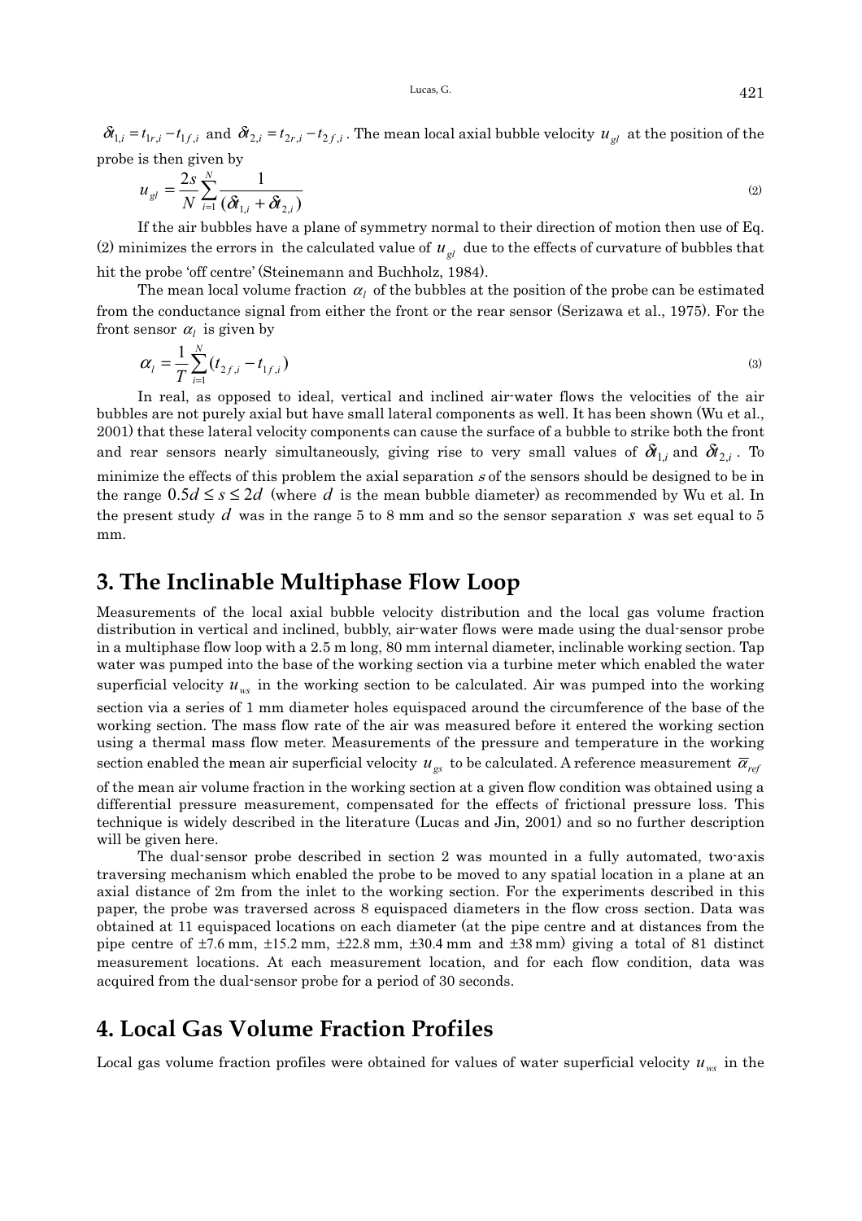$\delta t_{1,i} = t_{1r,i} - t_{1f,i}$ and $\delta t_{2,i} = t_{2r,i} - t_{2f,i}$. The mean local axial bubble velocity $u_{gl}$ at the position of the probe is then given by

$$u_{gl} = \frac{2s}{N}\sum_{i=1}^{N}\frac{1}{(\delta t_{1,i} + \delta t_{2,i})} \tag{2}$$

If the air bubbles have a plane of symmetry normal to their direction of motion then use of Eq. (2) minimizes the errors in the calculated value of $u_{gl}$ due to the effects of curvature of bubbles that hit the probe 'off centre' (Steinemann and Buchholz, 1984).

The mean local volume fraction $\alpha_l$ of the bubbles at the position of the probe can be estimated from the conductance signal from either the front or the rear sensor (Serizawa et al., 1975). For the front sensor $\alpha_l$ is given by

$$\alpha_l = \frac{1}{T}\sum_{i=1}^{N}(t_{2f,i} - t_{1f,i}) \tag{3}$$

In real, as opposed to ideal, vertical and inclined air-water flows the velocities of the air bubbles are not purely axial but have small lateral components as well. It has been shown (Wu et al., 2001) that these lateral velocity components can cause the surface of a bubble to strike both the front and rear sensors nearly simultaneously, giving rise to very small values of $\delta t_{1,i}$ and $\delta t_{2,i}$. To minimize the effects of this problem the axial separation $s$ of the sensors should be designed to be in the range $0.5d \le s \le 2d$ (where $d$ is the mean bubble diameter) as recommended by Wu et al. In the present study $d$ was in the range 5 to 8 mm and so the sensor separation $s$ was set equal to 5 mm.

## 3. The Inclinable Multiphase Flow Loop

Measurements of the local axial bubble velocity distribution and the local gas volume fraction distribution in vertical and inclined, bubbly, air-water flows were made using the dual-sensor probe in a multiphase flow loop with a 2.5 m long, 80 mm internal diameter, inclinable working section. Tap water was pumped into the base of the working section via a turbine meter which enabled the water superficial velocity $u_{ws}$ in the working section to be calculated. Air was pumped into the working section via a series of 1 mm diameter holes equispaced around the circumference of the base of the working section. The mass flow rate of the air was measured before it entered the working section using a thermal mass flow meter. Measurements of the pressure and temperature in the working section enabled the mean air superficial velocity $u_{gs}$ to be calculated. A reference measurement $\overline{\alpha}_{ref}$ of the mean air volume fraction in the working section at a given flow condition was obtained using a differential pressure measurement, compensated for the effects of frictional pressure loss. This technique is widely described in the literature (Lucas and Jin, 2001) and so no further description will be given here.

The dual-sensor probe described in section 2 was mounted in a fully automated, two-axis traversing mechanism which enabled the probe to be moved to any spatial location in a plane at an axial distance of 2m from the inlet to the working section. For the experiments described in this paper, the probe was traversed across 8 equispaced diameters in the flow cross section. Data was obtained at 11 equispaced locations on each diameter (at the pipe centre and at distances from the pipe centre of ±7.6 mm, ±15.2 mm, ±22.8 mm, ±30.4 mm and ±38 mm) giving a total of 81 distinct measurement locations. At each measurement location, and for each flow condition, data was acquired from the dual-sensor probe for a period of 30 seconds.

## 4. Local Gas Volume Fraction Profiles

Local gas volume fraction profiles were obtained for values of water superficial velocity $u_{ws}$ in the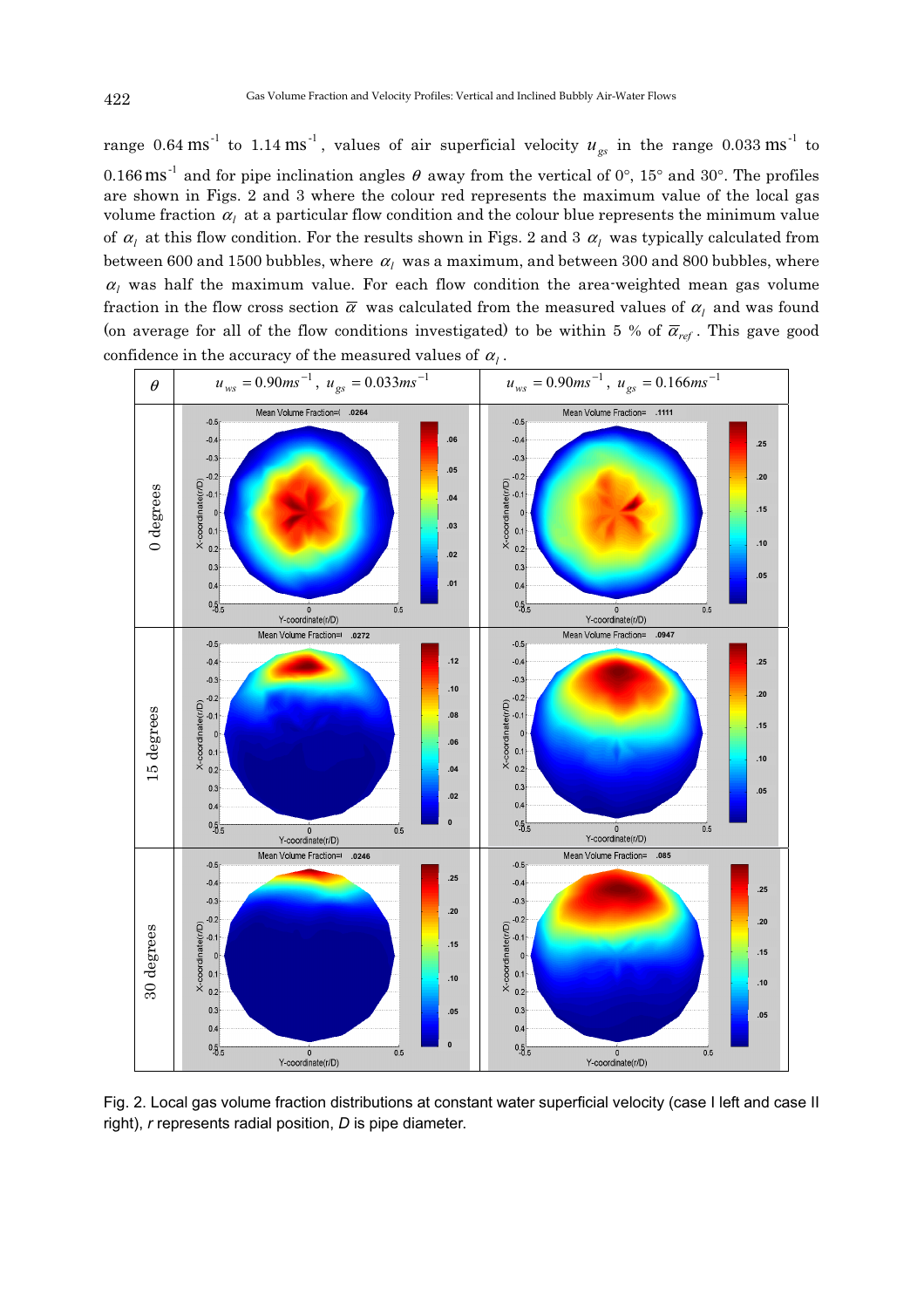range 0.64 $ms^{-1}$ to 1.14 $ms^{-1}$, values of air superficial velocity $u_{gs}$ in the range 0.033 $ms^{-1}$ to 0.166 $ms^{-1}$ and for pipe inclination angles $\theta$ away from the vertical of 0°, 15° and 30°. The profiles are shown in Figs. 2 and 3 where the colour red represents the maximum value of the local gas volume fraction $\alpha_l$ at a particular flow condition and the colour blue represents the minimum value of $\alpha_l$ at this flow condition. For the results shown in Figs. 2 and 3 $\alpha_l$ was typically calculated from between 600 and 1500 bubbles, where $\alpha_l$ was a maximum, and between 300 and 800 bubbles, where $\alpha_l$ was half the maximum value. For each flow condition the area-weighted mean gas volume fraction in the flow cross section $\overline{\alpha}$ was calculated from the measured values of $\alpha_l$ and was found (on average for all of the flow conditions investigated) to be within 5 % of $\overline{\alpha}_{ref}$. This gave good confidence in the accuracy of the measured values of $\alpha_l$.

| $\theta$ | $u_{ws} = 0.90ms^{-1}$, $u_{gs} = 0.033ms^{-1}$ | $u_{ws} = 0.90ms^{-1}$, $u_{gs} = 0.166ms^{-1}$ |
|---|---|---|
| 0 degrees | Mean Volume Fraction= .0264 | Mean Volume Fraction= .1111 |
| 15 degrees | Mean Volume Fraction= .0272 | Mean Volume Fraction= .0947 |
| 30 degrees | Mean Volume Fraction= .0246 | Mean Volume Fraction= .085 |

Fig. 2. Local gas volume fraction distributions at constant water superficial velocity (case I left and case II right), *r* represents radial position, *D* is pipe diameter.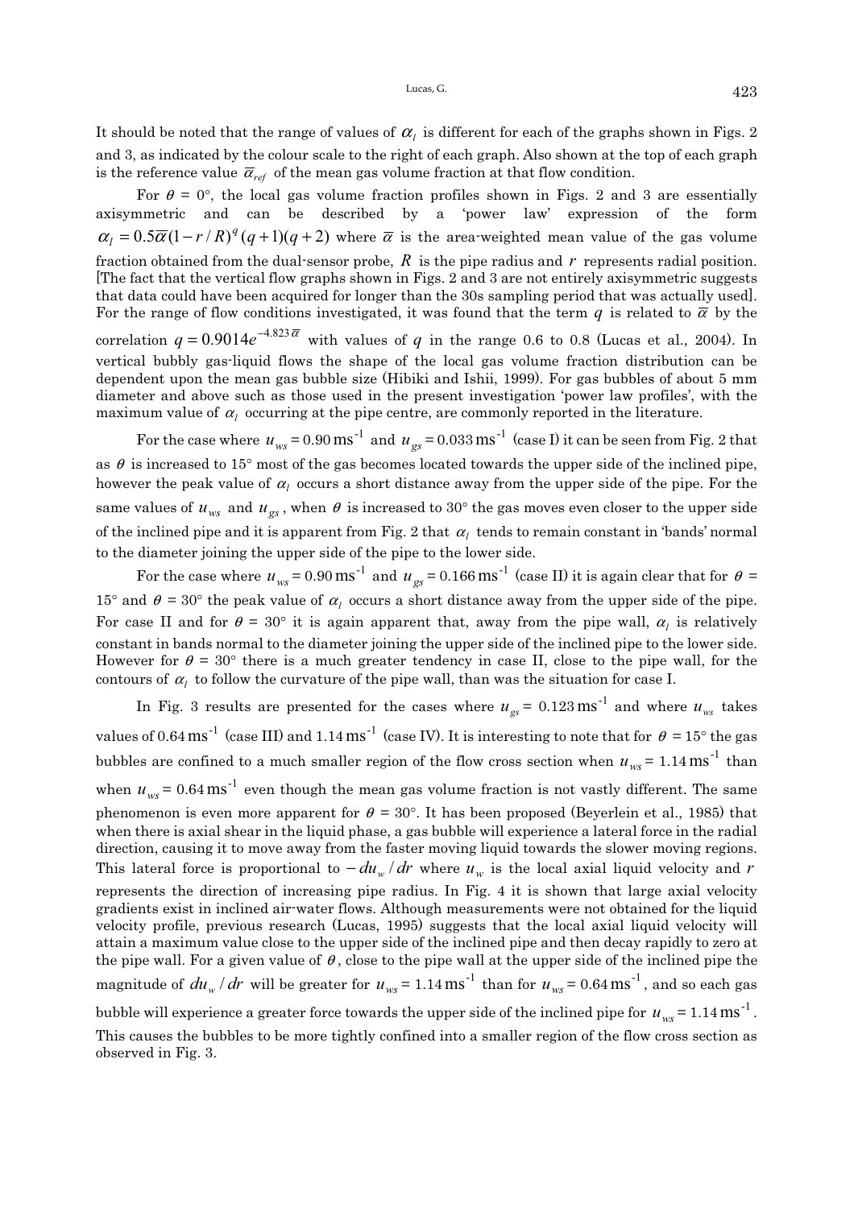It should be noted that the range of values of $\alpha_l$ is different for each of the graphs shown in Figs. 2 and 3, as indicated by the colour scale to the right of each graph. Also shown at the top of each graph is the reference value $\overline{\alpha}_{ref}$ of the mean gas volume fraction at that flow condition.

For $\theta$ = 0°, the local gas volume fraction profiles shown in Figs. 2 and 3 are essentially axisymmetric and can be described by a 'power law' expression of the form $\alpha_l = 0.5\overline{\alpha}(1 - r/R)^q (q+1)(q+2)$ where $\overline{\alpha}$ is the area-weighted mean value of the gas volume fraction obtained from the dual-sensor probe, $R$ is the pipe radius and $r$ represents radial position. [The fact that the vertical flow graphs shown in Figs. 2 and 3 are not entirely axisymmetric suggests that data could have been acquired for longer than the 30s sampling period that was actually used]. For the range of flow conditions investigated, it was found that the term $q$ is related to $\overline{\alpha}$ by the correlation $q = 0.9014e^{-4.823\overline{\alpha}}$ with values of $q$ in the range 0.6 to 0.8 (Lucas et al., 2004). In vertical bubbly gas-liquid flows the shape of the local gas volume fraction distribution can be dependent upon the mean gas bubble size (Hibiki and Ishii, 1999). For gas bubbles of about 5 mm diameter and above such as those used in the present investigation 'power law profiles', with the maximum value of $\alpha_l$ occurring at the pipe centre, are commonly reported in the literature.

For the case where $u_{ws}$ = 0.90 $\mathrm{ms}^{-1}$ and $u_{gs}$ = 0.033 $\mathrm{ms}^{-1}$ (case I) it can be seen from Fig. 2 that as $\theta$ is increased to 15° most of the gas becomes located towards the upper side of the inclined pipe, however the peak value of $\alpha_l$ occurs a short distance away from the upper side of the pipe. For the same values of $u_{ws}$ and $u_{gs}$, when $\theta$ is increased to 30° the gas moves even closer to the upper side of the inclined pipe and it is apparent from Fig. 2 that $\alpha_l$ tends to remain constant in 'bands' normal to the diameter joining the upper side of the pipe to the lower side.

For the case where $u_{ws}$ = 0.90 $\mathrm{ms}^{-1}$ and $u_{gs}$ = 0.166 $\mathrm{ms}^{-1}$ (case II) it is again clear that for $\theta$ = 15° and $\theta$ = 30° the peak value of $\alpha_l$ occurs a short distance away from the upper side of the pipe. For case II and for $\theta$ = 30° it is again apparent that, away from the pipe wall, $\alpha_l$ is relatively constant in bands normal to the diameter joining the upper side of the inclined pipe to the lower side. However for $\theta$ = 30° there is a much greater tendency in case II, close to the pipe wall, for the contours of $\alpha_l$ to follow the curvature of the pipe wall, than was the situation for case I.

In Fig. 3 results are presented for the cases where $u_{gs}$ = 0.123 $\mathrm{ms}^{-1}$ and where $u_{ws}$ takes values of 0.64 $\mathrm{ms}^{-1}$ (case III) and 1.14 $\mathrm{ms}^{-1}$ (case IV). It is interesting to note that for $\theta$ = 15° the gas bubbles are confined to a much smaller region of the flow cross section when $u_{ws}$ = 1.14 $\mathrm{ms}^{-1}$ than when $u_{ws}$ = 0.64 $\mathrm{ms}^{-1}$ even though the mean gas volume fraction is not vastly different. The same phenomenon is even more apparent for $\theta$ = 30°. It has been proposed (Beyerlein et al., 1985) that when there is axial shear in the liquid phase, a gas bubble will experience a lateral force in the radial direction, causing it to move away from the faster moving liquid towards the slower moving regions. This lateral force is proportional to $-du_w/dr$ where $u_w$ is the local axial liquid velocity and $r$ represents the direction of increasing pipe radius. In Fig. 4 it is shown that large axial velocity gradients exist in inclined air-water flows. Although measurements were not obtained for the liquid velocity profile, previous research (Lucas, 1995) suggests that the local axial liquid velocity will attain a maximum value close to the upper side of the inclined pipe and then decay rapidly to zero at the pipe wall. For a given value of $\theta$, close to the pipe wall at the upper side of the inclined pipe the magnitude of $du_w/dr$ will be greater for $u_{ws}$ = 1.14 $\mathrm{ms}^{-1}$ than for $u_{ws}$ = 0.64 $\mathrm{ms}^{-1}$, and so each gas bubble will experience a greater force towards the upper side of the inclined pipe for $u_{ws}$ = 1.14 $\mathrm{ms}^{-1}$. This causes the bubbles to be more tightly confined into a smaller region of the flow cross section as observed in Fig. 3.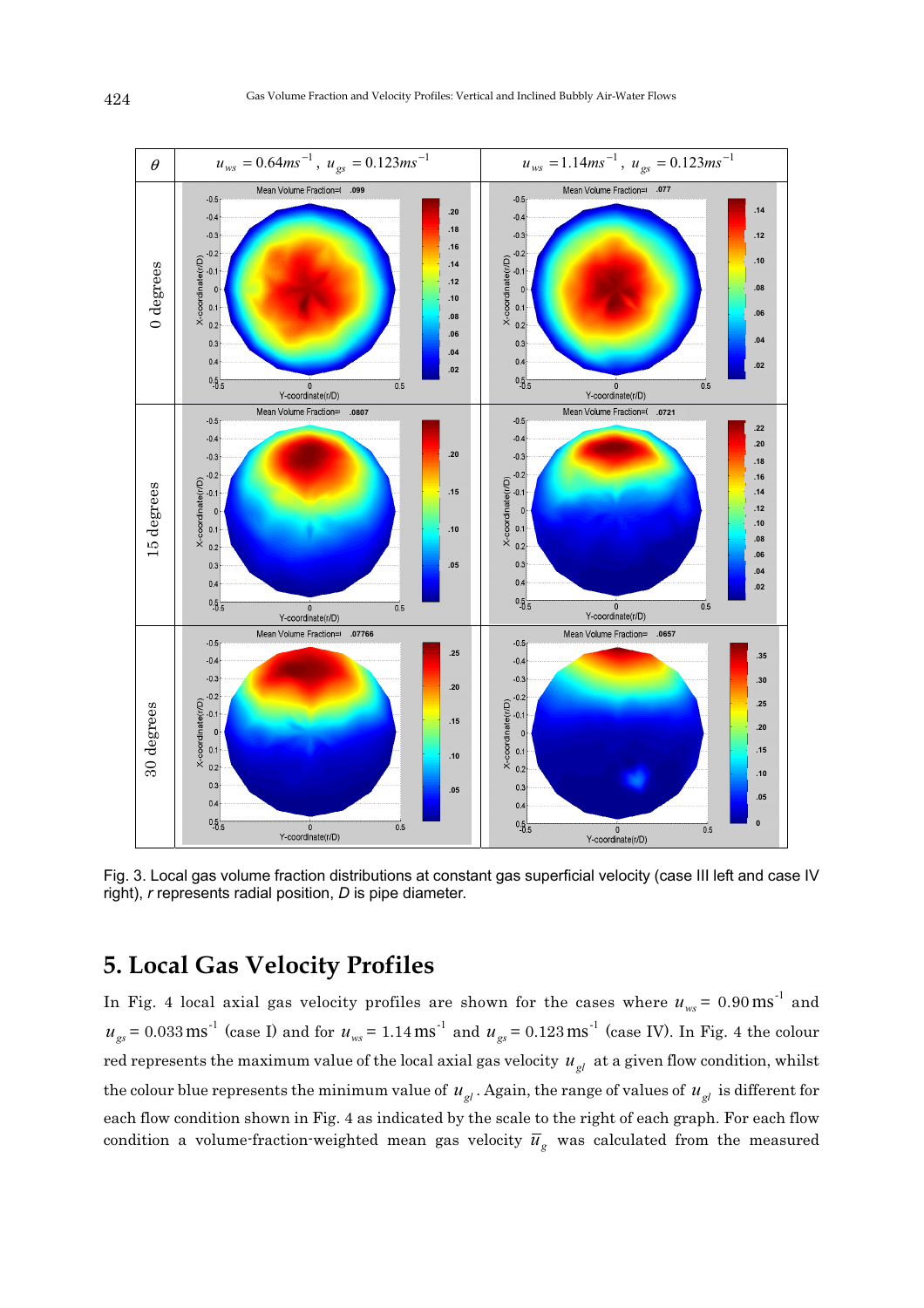Fig. 3. Local gas volume fraction distributions at constant gas superficial velocity (case III left and case IV right), *r* represents radial position, *D* is pipe diameter.

## 5. Local Gas Velocity Profiles

In Fig. 4 local axial gas velocity profiles are shown for the cases where $u_{ws}$ = 0.90 ms$^{-1}$ and $u_{gs}$ = 0.033 ms$^{-1}$ (case I) and for $u_{ws}$ = 1.14 ms$^{-1}$ and $u_{gs}$ = 0.123 ms$^{-1}$ (case IV). In Fig. 4 the colour red represents the maximum value of the local axial gas velocity $u_{gl}$ at a given flow condition, whilst the colour blue represents the minimum value of $u_{gl}$. Again, the range of values of $u_{gl}$ is different for each flow condition shown in Fig. 4 as indicated by the scale to the right of each graph. For each flow condition a volume-fraction-weighted mean gas velocity $\bar{u}_g$ was calculated from the measured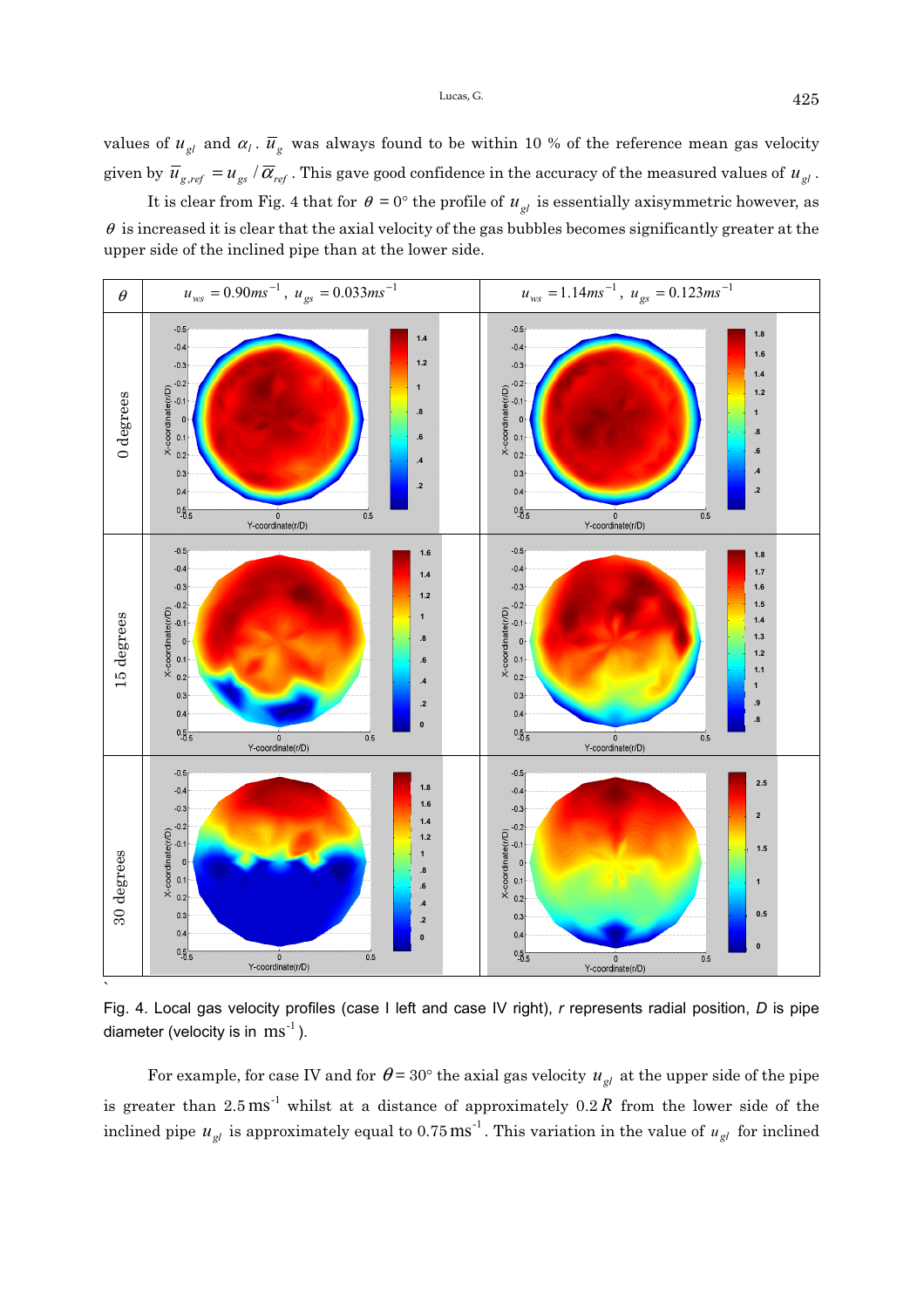values of $u_{gl}$ and $\alpha_l$. $\overline{u}_g$ was always found to be within 10 % of the reference mean gas velocity given by $\overline{u}_{g,ref} = u_{gs} / \overline{\alpha}_{ref}$. This gave good confidence in the accuracy of the measured values of $u_{gl}$.

It is clear from Fig. 4 that for $\theta = 0°$ the profile of $u_{gl}$ is essentially axisymmetric however, as $\theta$ is increased it is clear that the axial velocity of the gas bubbles becomes significantly greater at the upper side of the inclined pipe than at the lower side.

| $\theta$ | $u_{ws} = 0.90ms^{-1}$, $u_{gs} = 0.033ms^{-1}$ | $u_{ws} = 1.14ms^{-1}$, $u_{gs} = 0.123ms^{-1}$ |
|---|---|---|
| 0 degrees | | |
| 15 degrees | | |
| 30 degrees | | |

Fig. 4. Local gas velocity profiles (case I left and case IV right), *r* represents radial position, *D* is pipe diameter (velocity is in $\text{ms}^{-1}$).

For example, for case IV and for $\theta = 30°$ the axial gas velocity $u_{gl}$ at the upper side of the pipe is greater than $2.5\,\text{ms}^{-1}$ whilst at a distance of approximately $0.2\,R$ from the lower side of the inclined pipe $u_{gl}$ is approximately equal to $0.75\,\text{ms}^{-1}$. This variation in the value of $u_{gl}$ for inclined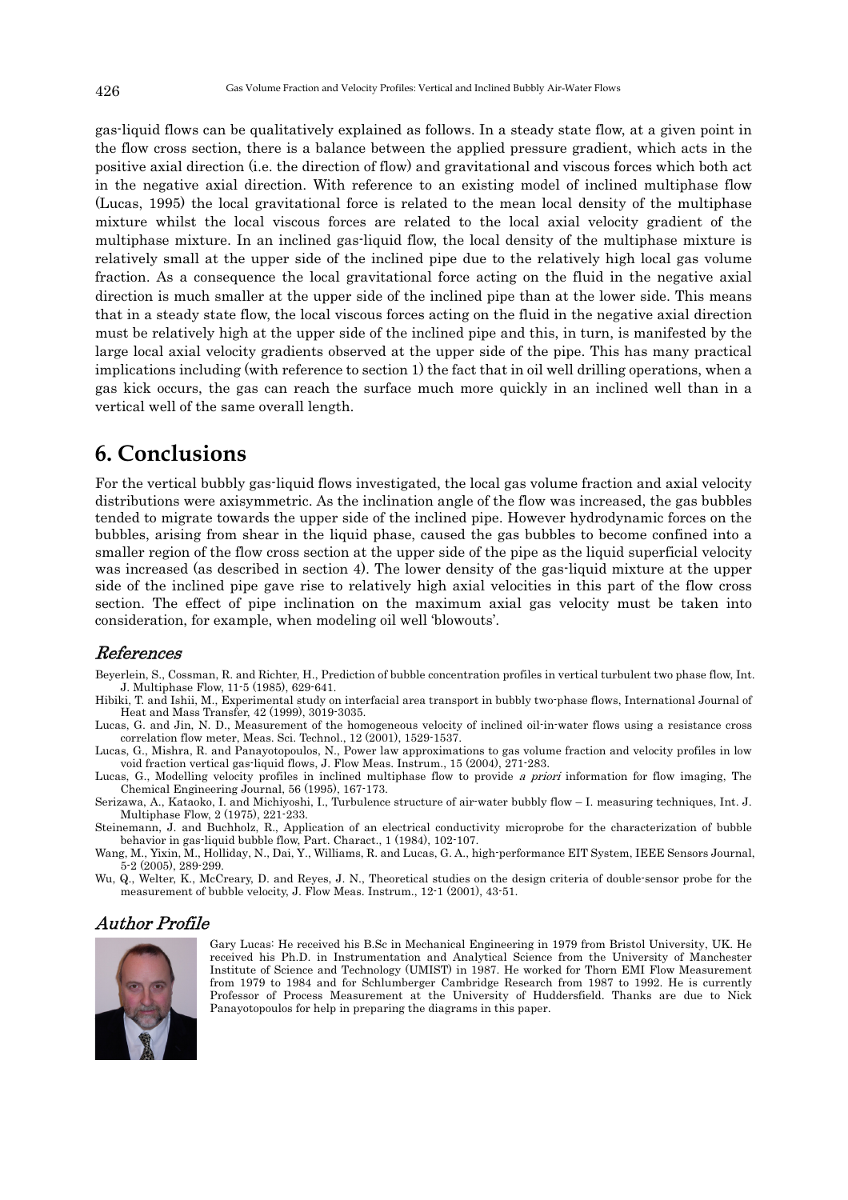gas-liquid flows can be qualitatively explained as follows. In a steady state flow, at a given point in the flow cross section, there is a balance between the applied pressure gradient, which acts in the positive axial direction (i.e. the direction of flow) and gravitational and viscous forces which both act in the negative axial direction. With reference to an existing model of inclined multiphase flow (Lucas, 1995) the local gravitational force is related to the mean local density of the multiphase mixture whilst the local viscous forces are related to the local axial velocity gradient of the multiphase mixture. In an inclined gas-liquid flow, the local density of the multiphase mixture is relatively small at the upper side of the inclined pipe due to the relatively high local gas volume fraction. As a consequence the local gravitational force acting on the fluid in the negative axial direction is much smaller at the upper side of the inclined pipe than at the lower side. This means that in a steady state flow, the local viscous forces acting on the fluid in the negative axial direction must be relatively high at the upper side of the inclined pipe and this, in turn, is manifested by the large local axial velocity gradients observed at the upper side of the pipe. This has many practical implications including (with reference to section 1) the fact that in oil well drilling operations, when a gas kick occurs, the gas can reach the surface much more quickly in an inclined well than in a vertical well of the same overall length.

# 6. Conclusions

For the vertical bubbly gas-liquid flows investigated, the local gas volume fraction and axial velocity distributions were axisymmetric. As the inclination angle of the flow was increased, the gas bubbles tended to migrate towards the upper side of the inclined pipe. However hydrodynamic forces on the bubbles, arising from shear in the liquid phase, caused the gas bubbles to become confined into a smaller region of the flow cross section at the upper side of the pipe as the liquid superficial velocity was increased (as described in section 4). The lower density of the gas-liquid mixture at the upper side of the inclined pipe gave rise to relatively high axial velocities in this part of the flow cross section. The effect of pipe inclination on the maximum axial gas velocity must be taken into consideration, for example, when modeling oil well 'blowouts'.

## *References*

Beyerlein, S., Cossman, R. and Richter, H., Prediction of bubble concentration profiles in vertical turbulent two phase flow, Int. J. Multiphase Flow, 11-5 (1985), 629-641.

Hibiki, T. and Ishii, M., Experimental study on interfacial area transport in bubbly two-phase flows, International Journal of Heat and Mass Transfer, 42 (1999), 3019-3035.

Lucas, G. and Jin, N. D., Measurement of the homogeneous velocity of inclined oil-in-water flows using a resistance cross correlation flow meter, Meas. Sci. Technol., 12 (2001), 1529-1537.

Lucas, G., Mishra, R. and Panayotopoulos, N., Power law approximations to gas volume fraction and velocity profiles in low void fraction vertical gas-liquid flows, J. Flow Meas. Instrum., 15 (2004), 271-283.

Lucas, G., Modelling velocity profiles in inclined multiphase flow to provide *a priori* information for flow imaging, The Chemical Engineering Journal, 56 (1995), 167-173.

Serizawa, A., Kataoko, I. and Michiyoshi, I., Turbulence structure of air-water bubbly flow – I. measuring techniques, Int. J. Multiphase Flow, 2 (1975), 221-233.

Steinemann, J. and Buchholz, R., Application of an electrical conductivity microprobe for the characterization of bubble behavior in gas-liquid bubble flow, Part. Charact., 1 (1984), 102-107.

Wang, M., Yixin, M., Holliday, N., Dai, Y., Williams, R. and Lucas, G. A., high-performance EIT System, IEEE Sensors Journal, 5-2 (2005), 289-299.

Wu, Q., Welter, K., McCreary, D. and Reyes, J. N., Theoretical studies on the design criteria of double-sensor probe for the measurement of bubble velocity, J. Flow Meas. Instrum., 12-1 (2001), 43-51.

## *Author Profile*

Gary Lucas: He received his B.Sc in Mechanical Engineering in 1979 from Bristol University, UK. He received his Ph.D. in Instrumentation and Analytical Science from the University of Manchester Institute of Science and Technology (UMIST) in 1987. He worked for Thorn EMI Flow Measurement from 1979 to 1984 and for Schlumberger Cambridge Research from 1987 to 1992. He is currently Professor of Process Measurement at the University of Huddersfield. Thanks are due to Nick Panayotopoulos for help in preparing the diagrams in this paper.